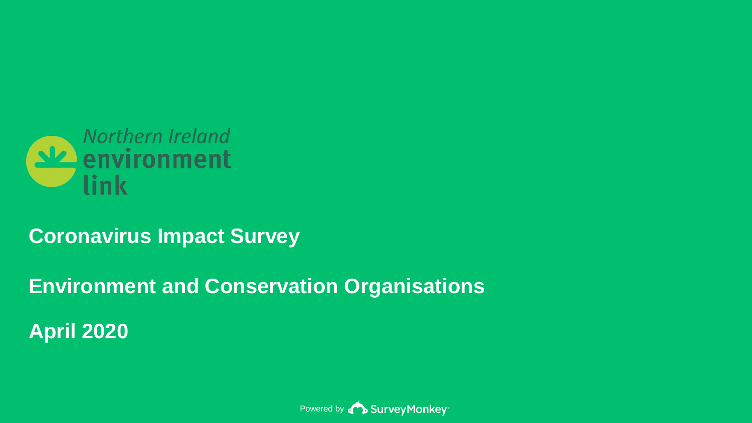Northern Ireland environment link

# Coronavirus Impact Survey

## Environment and Conservation Organisations

## April 2020

Powered by SurveyMonkey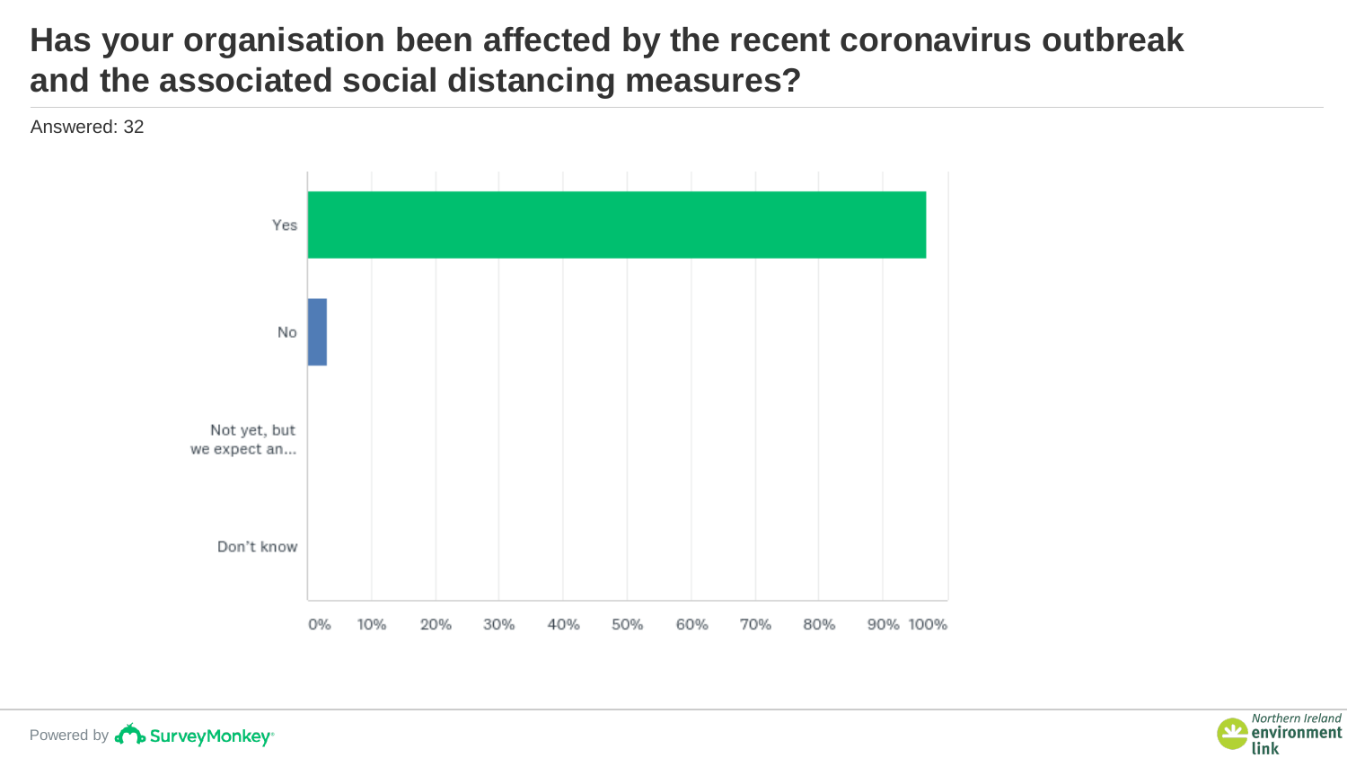# Has your organisation been affected by the recent coronavirus outbreak and the associated social distancing measures?

Answered: 32

| Answer | Response |
| --- | --- |
| Yes | ~97% |
| No | ~3% |
| Not yet, but we expect an... | 0% |
| Don't know | 0% |

Powered by SurveyMonkey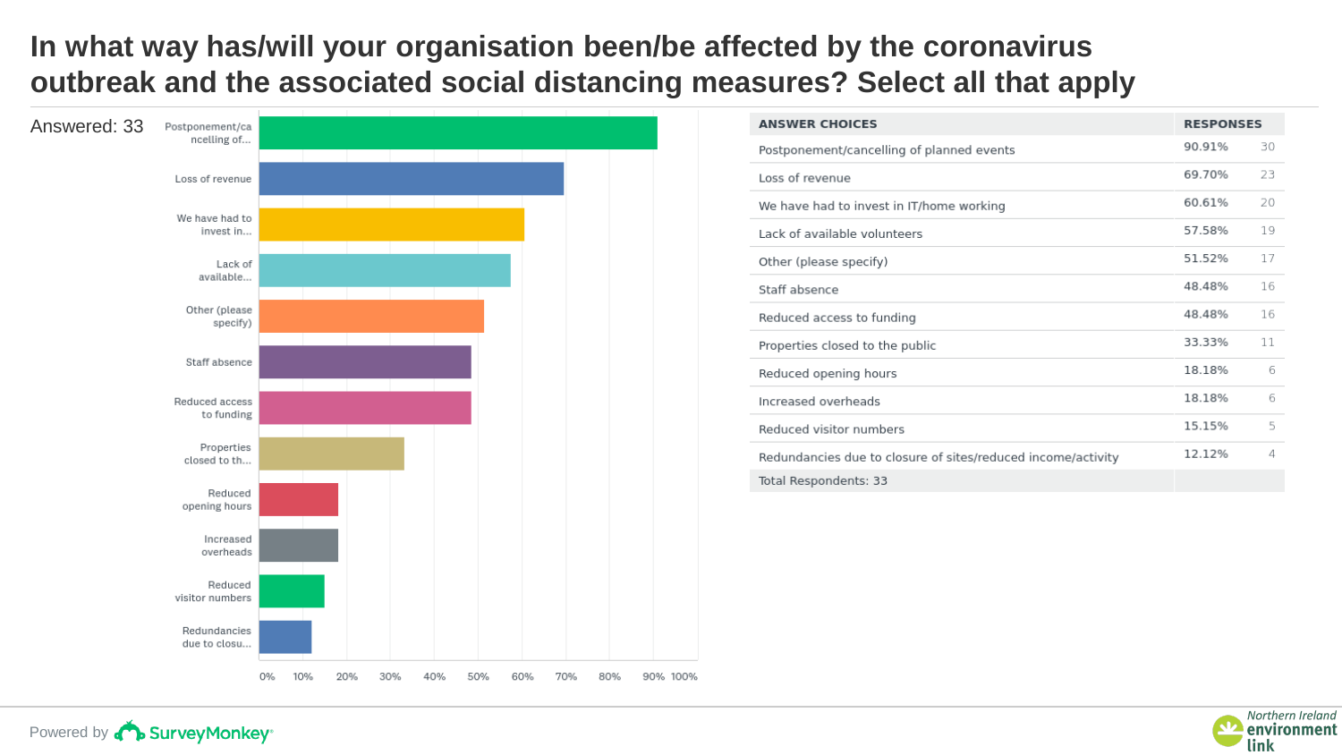# In what way has/will your organisation been/be affected by the coronavirus outbreak and the associated social distancing measures? Select all that apply

Answered: 33

| ANSWER CHOICES | RESPONSES | |
|---|---|---|
| Postponement/cancelling of planned events | 90.91% | 30 |
| Loss of revenue | 69.70% | 23 |
| We have had to invest in IT/home working | 60.61% | 20 |
| Lack of available volunteers | 57.58% | 19 |
| Other (please specify) | 51.52% | 17 |
| Staff absence | 48.48% | 16 |
| Reduced access to funding | 48.48% | 16 |
| Properties closed to the public | 33.33% | 11 |
| Reduced opening hours | 18.18% | 6 |
| Increased overheads | 18.18% | 6 |
| Reduced visitor numbers | 15.15% | 5 |
| Redundancies due to closure of sites/reduced income/activity | 12.12% | 4 |
| Total Respondents: 33 | | |

Powered by SurveyMonkey

Northern Ireland environment link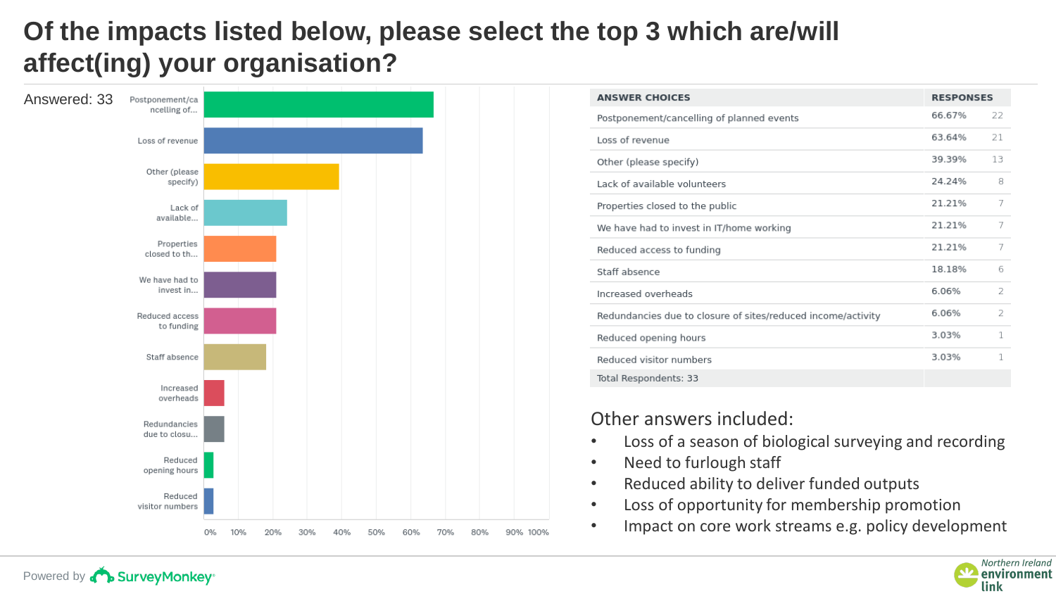# Of the impacts listed below, please select the top 3 which are/will affect(ing) your organisation?

Answered: 33

| ANSWER CHOICES | RESPONSES | |
|---|---|---|
| Postponement/cancelling of planned events | 66.67% | 22 |
| Loss of revenue | 63.64% | 21 |
| Other (please specify) | 39.39% | 13 |
| Lack of available volunteers | 24.24% | 8 |
| Properties closed to the public | 21.21% | 7 |
| We have had to invest in IT/home working | 21.21% | 7 |
| Reduced access to funding | 21.21% | 7 |
| Staff absence | 18.18% | 6 |
| Increased overheads | 6.06% | 2 |
| Redundancies due to closure of sites/reduced income/activity | 6.06% | 2 |
| Reduced opening hours | 3.03% | 1 |
| Reduced visitor numbers | 3.03% | 1 |
| Total Respondents: 33 | | |

Other answers included:

- Loss of a season of biological surveying and recording
- Need to furlough staff
- Reduced ability to deliver funded outputs
- Loss of opportunity for membership promotion
- Impact on core work streams e.g. policy development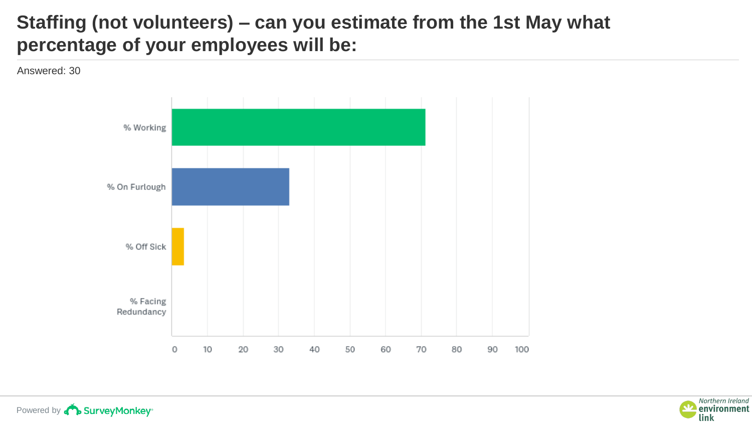# Staffing (not volunteers) – can you estimate from the 1st May what percentage of your employees will be:

Answered: 30

% Working

% On Furlough

% Off Sick

% Facing Redundancy

0 10 20 30 40 50 60 70 80 90 100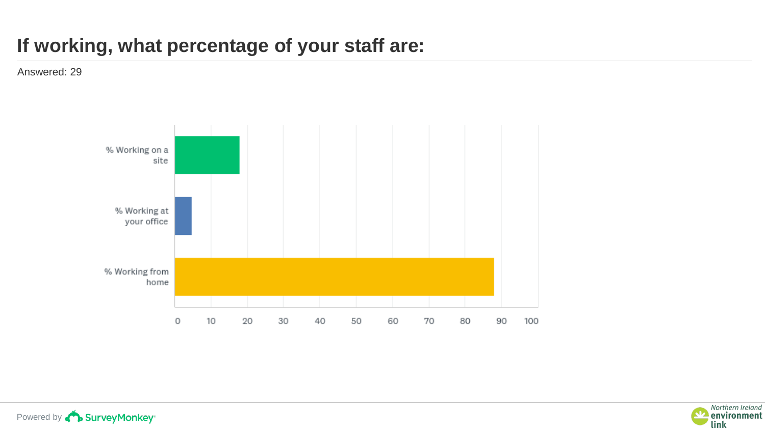# If working, what percentage of your staff are:

Answered: 29

% Working on a site

% Working at your office

% Working from home

0 10 20 30 40 50 60 70 80 90 100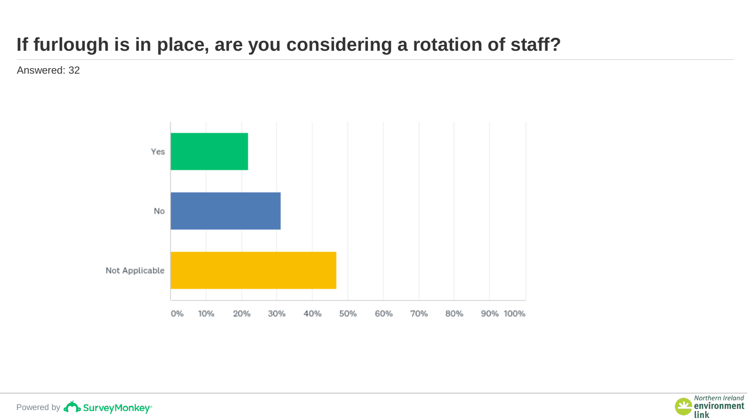# If furlough is in place, are you considering a rotation of staff?

Answered: 32

Yes

No

Not Applicable

0% 10% 20% 30% 40% 50% 60% 70% 80% 90% 100%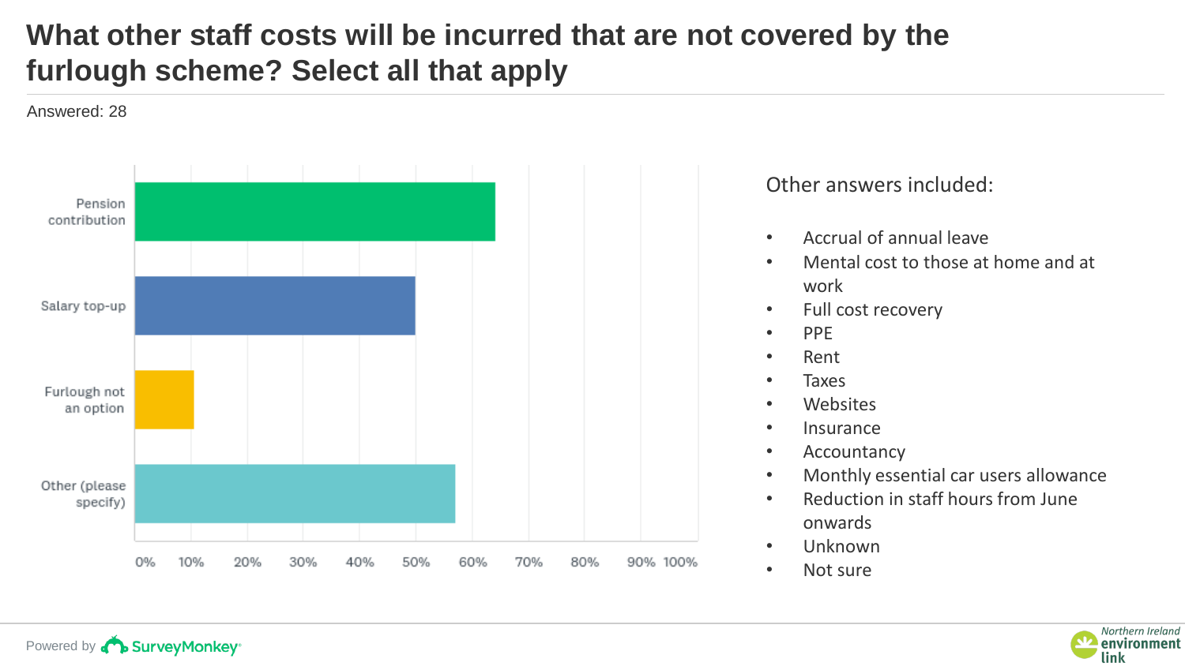# What other staff costs will be incurred that are not covered by the furlough scheme? Select all that apply

Answered: 28

| Answer | Approximate % |
|---|---|
| Pension contribution | ~64% |
| Salary top-up | ~50% |
| Furlough not an option | ~11% |
| Other (please specify) | ~57% |

Other answers included:

- Accrual of annual leave
- Mental cost to those at home and at work
- Full cost recovery
- PPE
- Rent
- Taxes
- Websites
- Insurance
- Accountancy
- Monthly essential car users allowance
- Reduction in staff hours from June onwards
- Unknown
- Not sure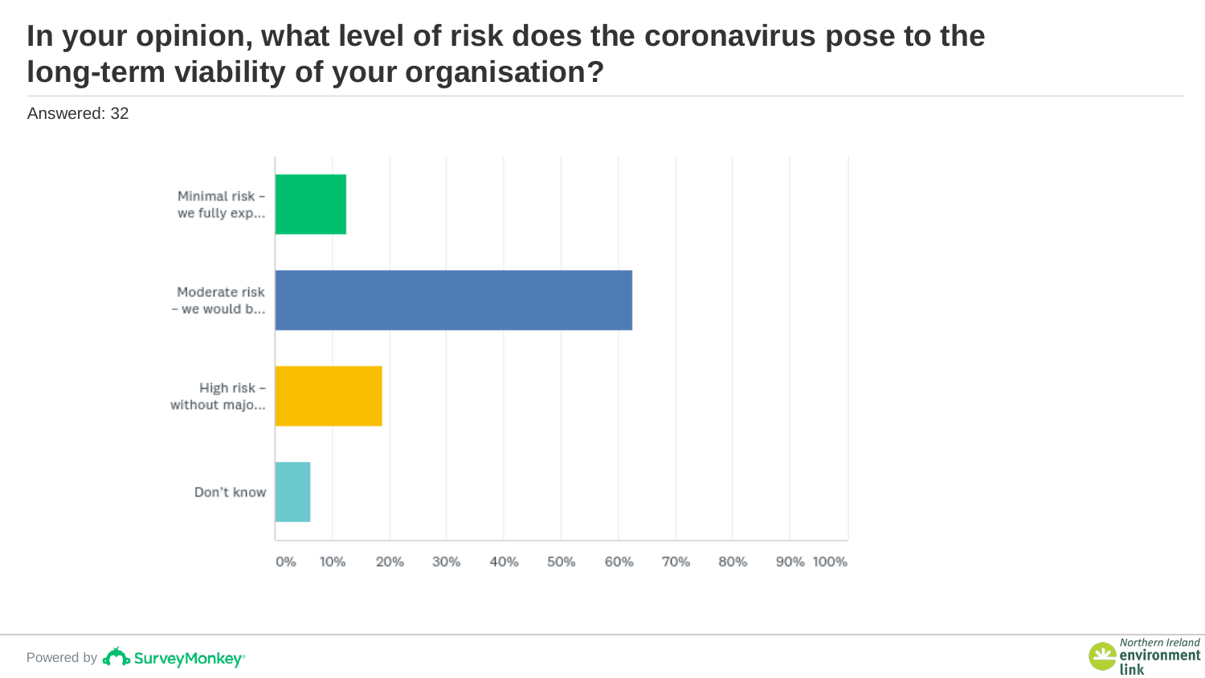# In your opinion, what level of risk does the coronavirus pose to the long-term viability of your organisation?

Answered: 32

Minimal risk – we fully exp...

Moderate risk – we would b...

High risk – without majo...

Don't know

0% 10% 20% 30% 40% 50% 60% 70% 80% 90% 100%

Powered by SurveyMonkey

Northern Ireland environment link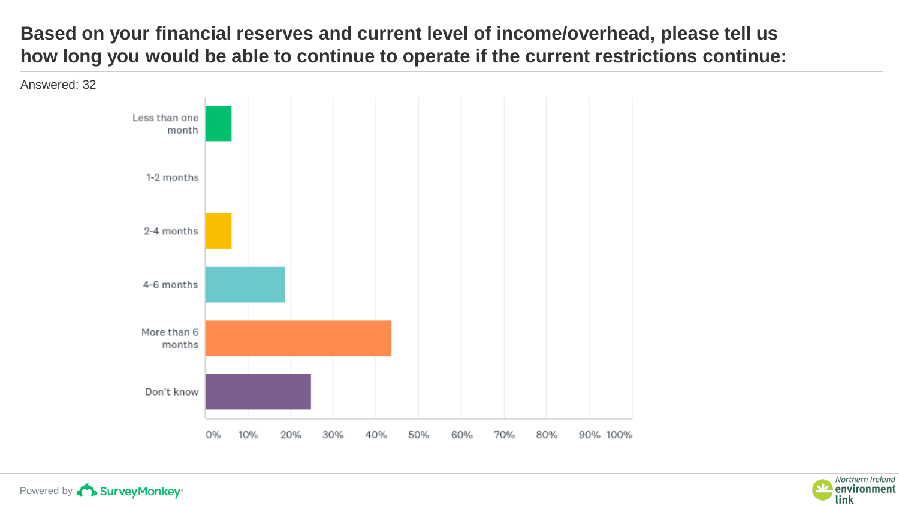## Based on your financial reserves and current level of income/overhead, please tell us how long you would be able to continue to operate if the current restrictions continue:

Answered: 32

Less than one month

1-2 months

2-4 months

4-6 months

More than 6 months

Don't know

0% 10% 20% 30% 40% 50% 60% 70% 80% 90% 100%

Powered by SurveyMonkey

Northern Ireland environment link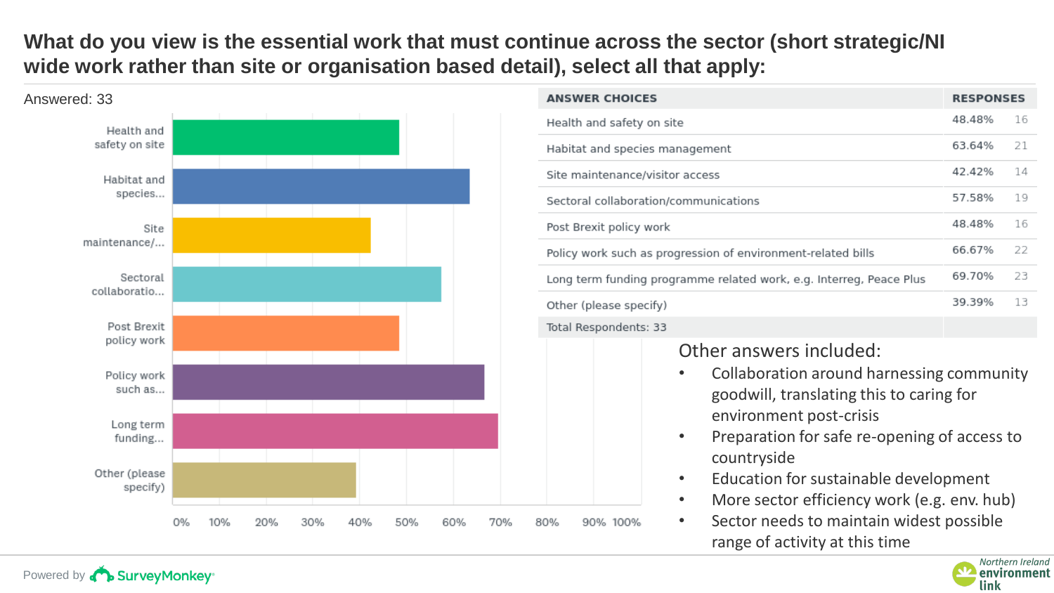# What do you view is the essential work that must continue across the sector (short strategic/NI wide work rather than site or organisation based detail), select all that apply:

Answered: 33

| ANSWER CHOICES | RESPONSES | |
|---|---|---|
| Health and safety on site | 48.48% | 16 |
| Habitat and species management | 63.64% | 21 |
| Site maintenance/visitor access | 42.42% | 14 |
| Sectoral collaboration/communications | 57.58% | 19 |
| Post Brexit policy work | 48.48% | 16 |
| Policy work such as progression of environment-related bills | 66.67% | 22 |
| Long term funding programme related work, e.g. Interreg, Peace Plus | 69.70% | 23 |
| Other (please specify) | 39.39% | 13 |
| Total Respondents: 33 | | |

Other answers included:

- Collaboration around harnessing community goodwill, translating this to caring for environment post-crisis
- Preparation for safe re-opening of access to countryside
- Education for sustainable development
- More sector efficiency work (e.g. env. hub)
- Sector needs to maintain widest possible range of activity at this time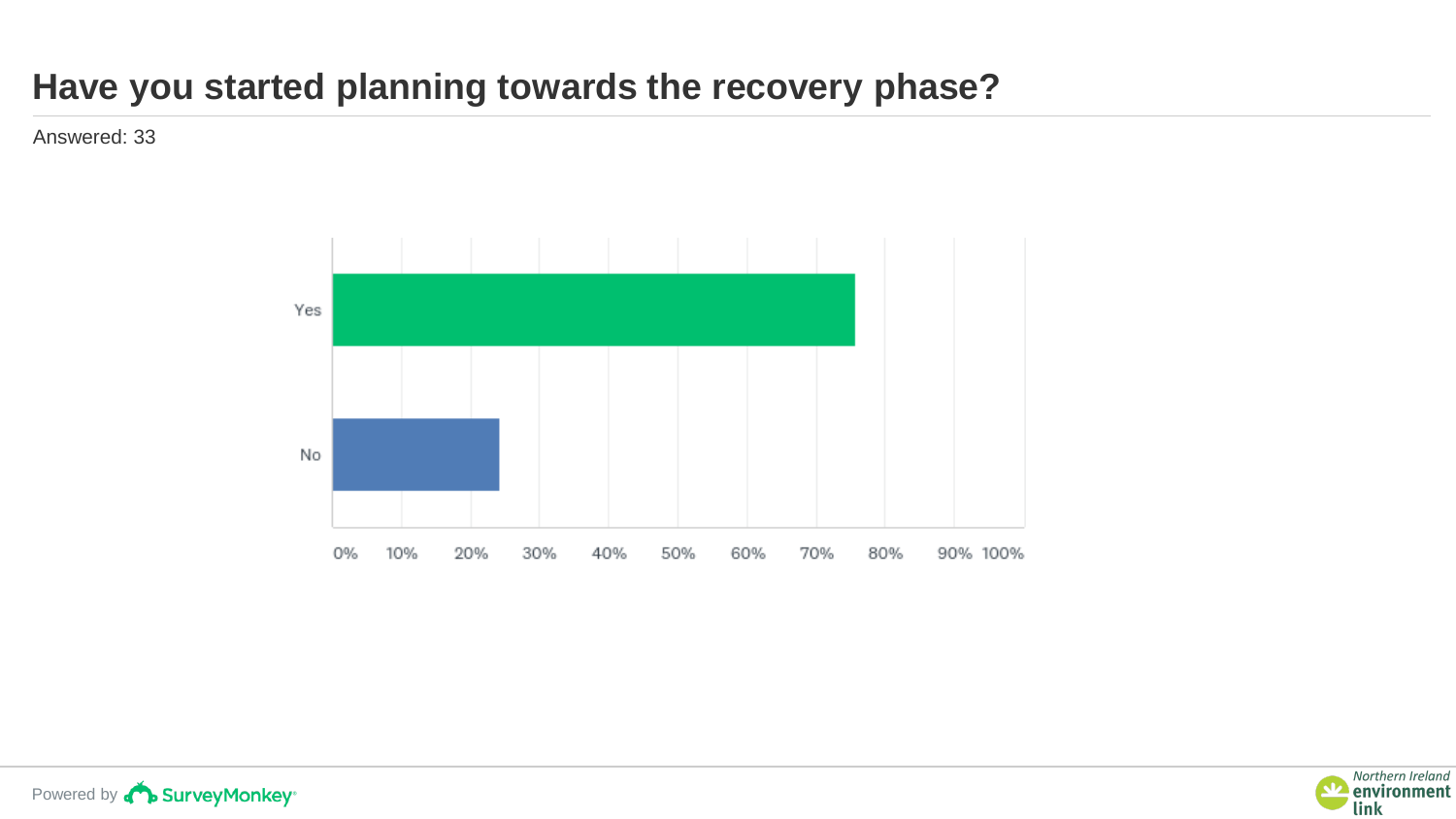# Have you started planning towards the recovery phase?

Answered: 33

| | 0% | 10% | 20% | 30% | 40% | 50% | 60% | 70% | 80% | 90% | 100% |
|---|---|---|---|---|---|---|---|---|---|---|---|
| Yes | | | | | | | | | | | |
| No | | | | | | | | | | | |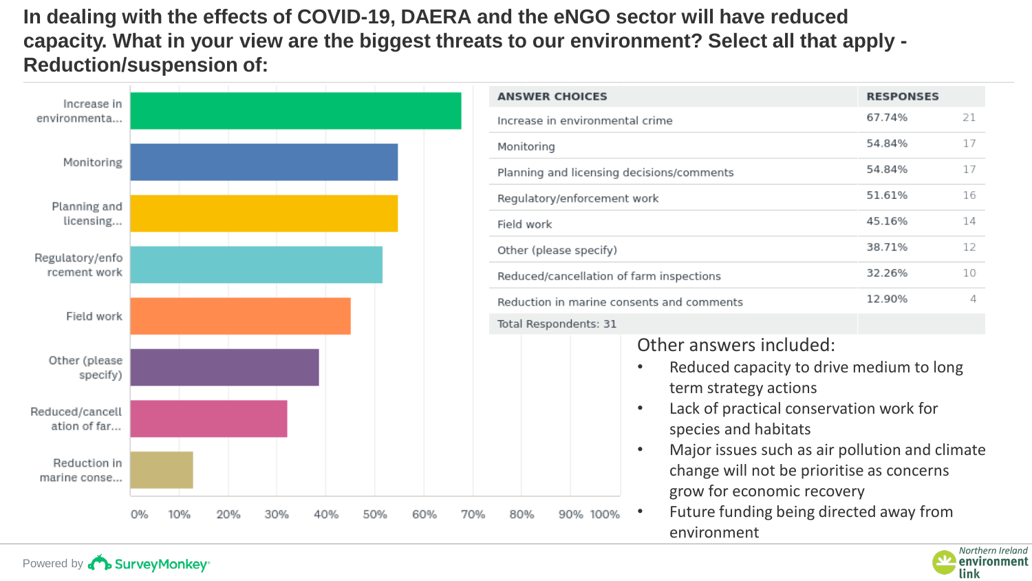# In dealing with the effects of COVID-19, DAERA and the eNGO sector will have reduced capacity. What in your view are the biggest threats to our environment? Select all that apply - Reduction/suspension of:

| ANSWER CHOICES | RESPONSES | |
|---|---|---|
| Increase in environmental crime | 67.74% | 21 |
| Monitoring | 54.84% | 17 |
| Planning and licensing decisions/comments | 54.84% | 17 |
| Regulatory/enforcement work | 51.61% | 16 |
| Field work | 45.16% | 14 |
| Other (please specify) | 38.71% | 12 |
| Reduced/cancellation of farm inspections | 32.26% | 10 |
| Reduction in marine consents and comments | 12.90% | 4 |
| Total Respondents: 31 | | |

Other answers included:

- Reduced capacity to drive medium to long term strategy actions
- Lack of practical conservation work for species and habitats
- Major issues such as air pollution and climate change will not be prioritise as concerns grow for economic recovery
- Future funding being directed away from environment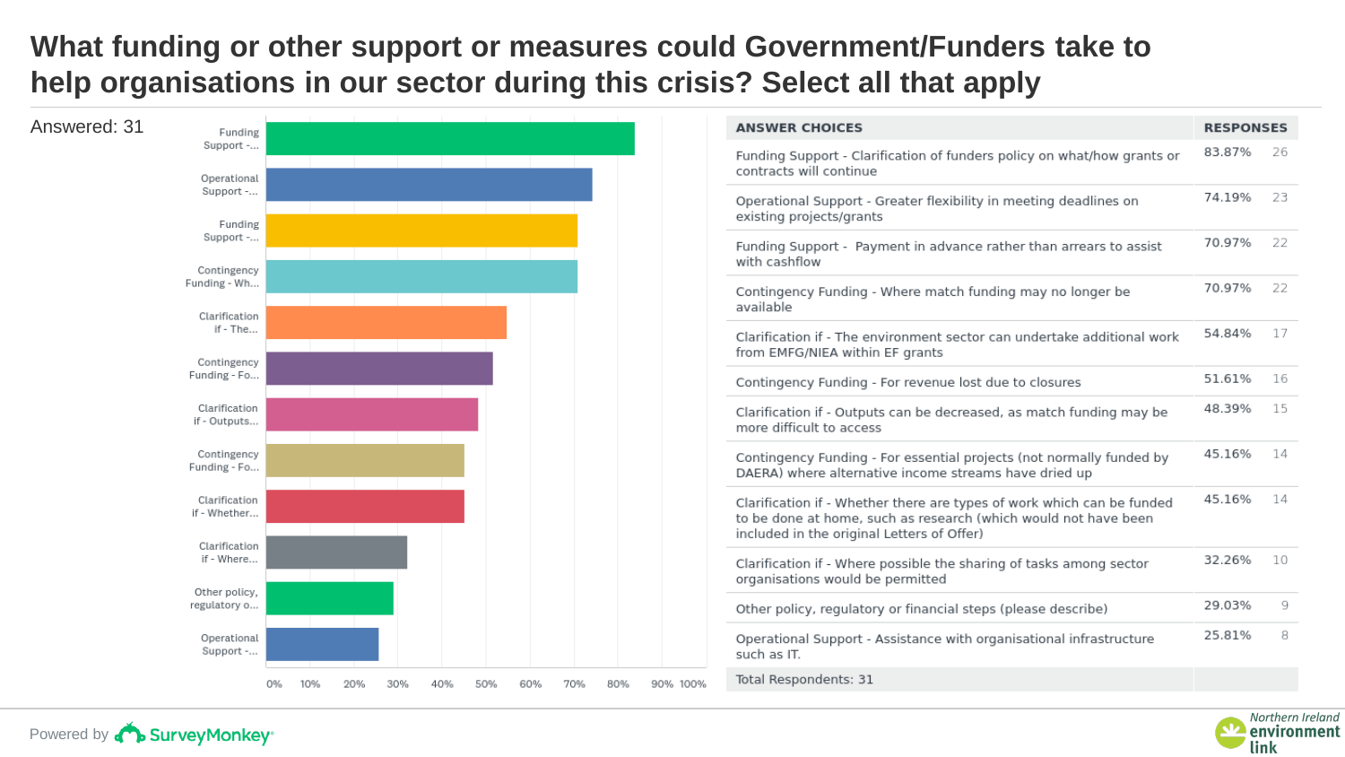# What funding or other support or measures could Government/Funders take to help organisations in our sector during this crisis? Select all that apply

Answered: 31

| ANSWER CHOICES | RESPONSES | |
|---|---|---|
| Funding Support - Clarification of funders policy on what/how grants or contracts will continue | 83.87% | 26 |
| Operational Support - Greater flexibility in meeting deadlines on existing projects/grants | 74.19% | 23 |
| Funding Support - Payment in advance rather than arrears to assist with cashflow | 70.97% | 22 |
| Contingency Funding - Where match funding may no longer be available | 70.97% | 22 |
| Clarification if - The environment sector can undertake additional work from EMFG/NIEA within EF grants | 54.84% | 17 |
| Contingency Funding - For revenue lost due to closures | 51.61% | 16 |
| Clarification if - Outputs can be decreased, as match funding may be more difficult to access | 48.39% | 15 |
| Contingency Funding - For essential projects (not normally funded by DAERA) where alternative income streams have dried up | 45.16% | 14 |
| Clarification if - Whether there are types of work which can be funded to be done at home, such as research (which would not have been included in the original Letters of Offer) | 45.16% | 14 |
| Clarification if - Where possible the sharing of tasks among sector organisations would be permitted | 32.26% | 10 |
| Other policy, regulatory or financial steps (please describe) | 29.03% | 9 |
| Operational Support - Assistance with organisational infrastructure such as IT. | 25.81% | 8 |
| Total Respondents: 31 | | |

Powered by SurveyMonkey

Northern Ireland environment link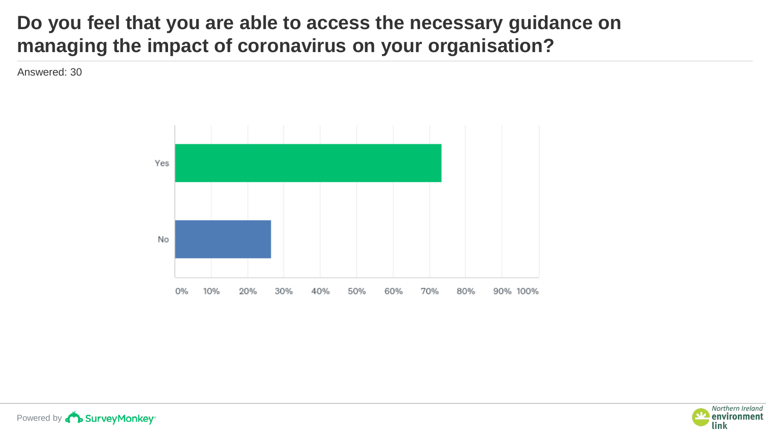# Do you feel that you are able to access the necessary guidance on managing the impact of coronavirus on your organisation?

Answered: 30

| Answer | Approx. share of responses (read from chart) |
| --- | --- |
| Yes | ~73% |
| No | ~27% |

Powered by SurveyMonkey

Northern Ireland environment link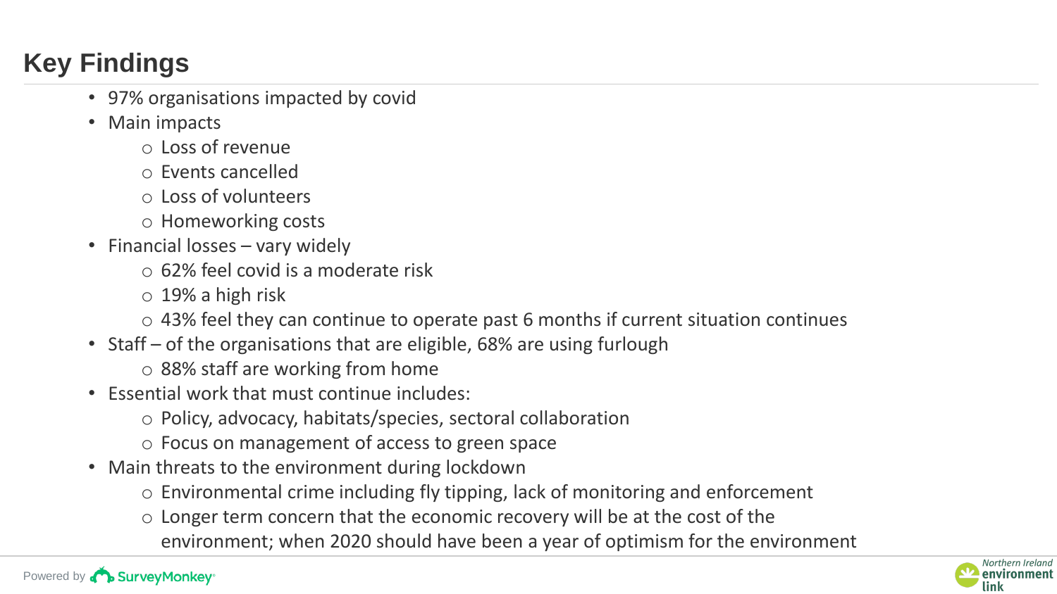## Key Findings

- 97% organisations impacted by covid
- Main impacts
  - Loss of revenue
  - Events cancelled
  - Loss of volunteers
  - Homeworking costs
- Financial losses – vary widely
  - 62% feel covid is a moderate risk
  - 19% a high risk
  - 43% feel they can continue to operate past 6 months if current situation continues
- Staff – of the organisations that are eligible, 68% are using furlough
  - 88% staff are working from home
- Essential work that must continue includes:
  - Policy, advocacy, habitats/species, sectoral collaboration
  - Focus on management of access to green space
- Main threats to the environment during lockdown
  - Environmental crime including fly tipping, lack of monitoring and enforcement
  - Longer term concern that the economic recovery will be at the cost of the environment; when 2020 should have been a year of optimism for the environment

Powered by SurveyMonkey

Northern Ireland environment link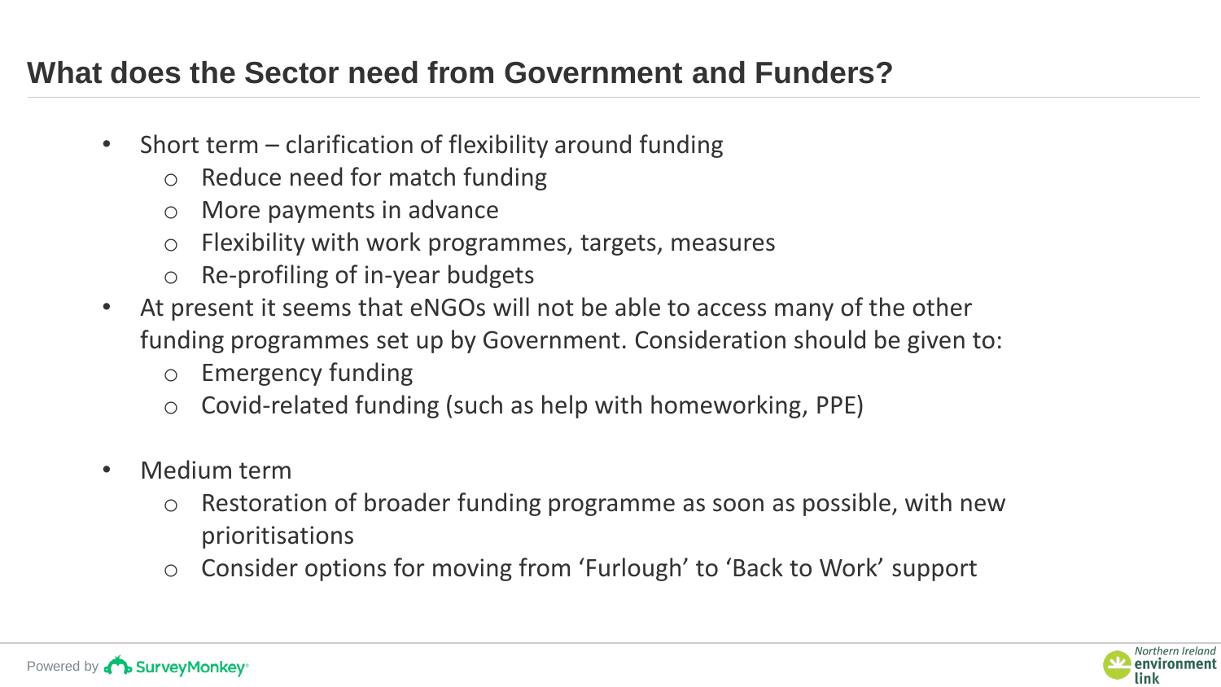## What does the Sector need from Government and Funders?

- Short term – clarification of flexibility around funding
  - Reduce need for match funding
  - More payments in advance
  - Flexibility with work programmes, targets, measures
  - Re-profiling of in-year budgets
- At present it seems that eNGOs will not be able to access many of the other funding programmes set up by Government. Consideration should be given to:
  - Emergency funding
  - Covid-related funding (such as help with homeworking, PPE)
- Medium term
  - Restoration of broader funding programme as soon as possible, with new prioritisations
  - Consider options for moving from 'Furlough' to 'Back to Work' support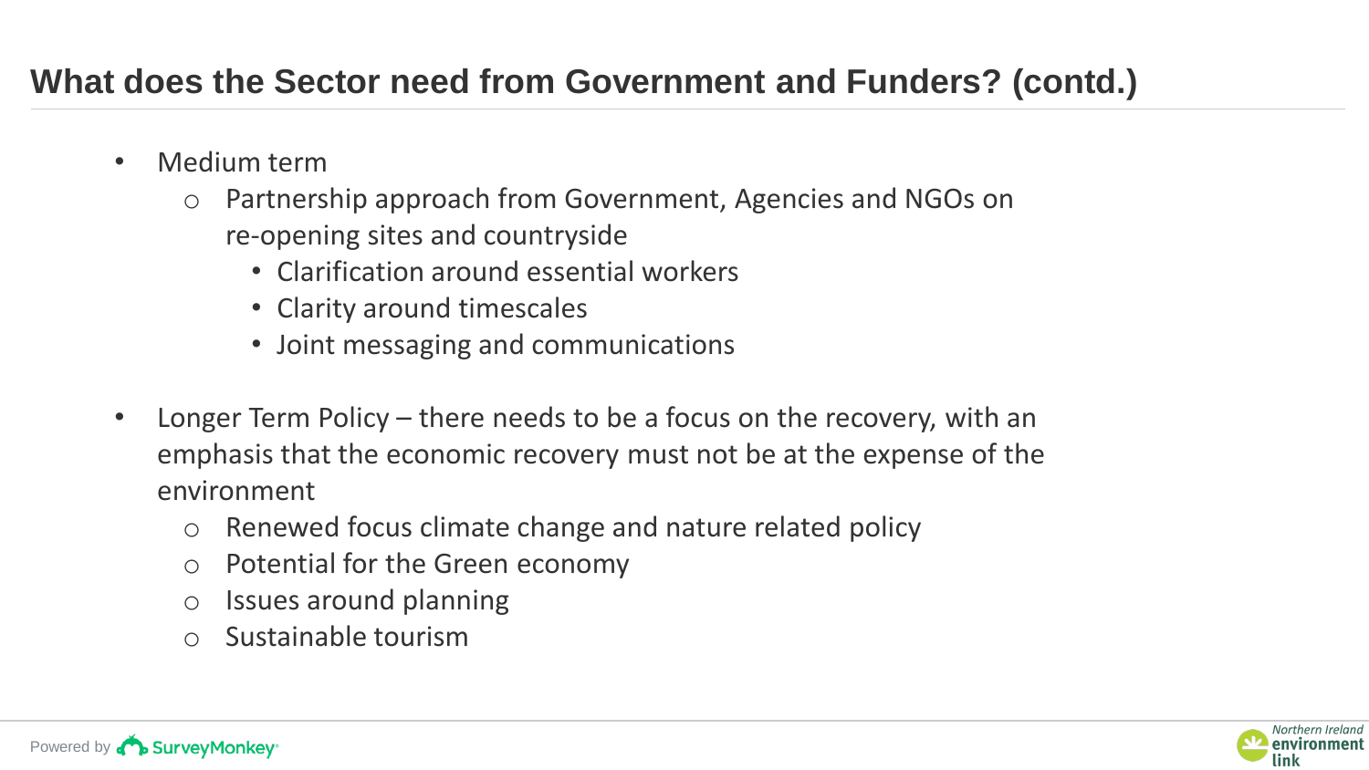## What does the Sector need from Government and Funders? (contd.)

- Medium term
  - Partnership approach from Government, Agencies and NGOs on re-opening sites and countryside
    - Clarification around essential workers
    - Clarity around timescales
    - Joint messaging and communications
- Longer Term Policy – there needs to be a focus on the recovery, with an emphasis that the economic recovery must not be at the expense of the environment
  - Renewed focus climate change and nature related policy
  - Potential for the Green economy
  - Issues around planning
  - Sustainable tourism